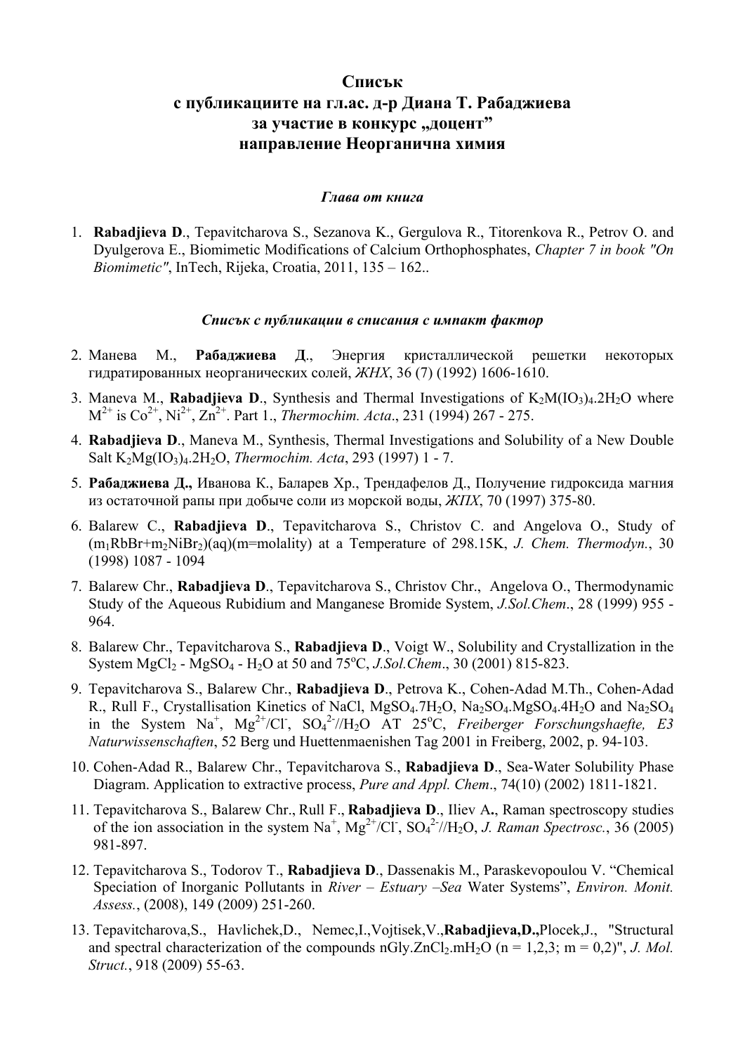# Списък
# с публикациите на гл.ас. д-р Диана Т. Рабаджиева
# за участие в конкурс „доцент”
# направление Неорганична химия

### *Глава от книга*

1. **Rabadjieva D**., Tepavitcharova S., Sezanova K., Gergulova R., Titorenkova R., Petrov O. and Dyulgerova E., Biomimetic Modifications of Calcium Orthophosphates, *Chapter 7 in book "On Biomimetic"*, InTech, Rijeka, Croatia, 2011, 135 – 162..

### *Списък с публикации в списания с импакт фактор*

2. Манева М., **Рабаджиева Д**., Энергия кристаллической решетки некоторых гидратированных неорганических солей, *ЖНХ*, 36 (7) (1992) 1606-1610.
3. Maneva M., **Rabadjieva D**., Synthesis and Thermal Investigations of $K_2M(IO_3)_4.2H_2O$ where $M^{2+}$ is $Co^{2+}$, $Ni^{2+}$, $Zn^{2+}$. Part 1., *Thermochim. Acta*., 231 (1994) 267 - 275.
4. **Rabadjieva D**., Maneva M., Synthesis, Thermal Investigations and Solubility of a New Double Salt $K_2Mg(IO_3)_4.2H_2O$, *Thermochim. Acta*, 293 (1997) 1 - 7.
5. **Рабаджиева Д.,** Иванова К., Баларев Хр., Трендафелов Д., Получение гидроксида магния из остаточной рапы при добыче соли из морской воды, *ЖПХ*, 70 (1997) 375-80.
6. Balarew C., **Rabadjieva D**., Tepavitcharova S., Christov C. and Angelova O., Study of $(m_1RbBr+m_2NiBr_2)(aq)(m=molality)$ at a Temperature of 298.15K, *J. Chem. Thermodyn.*, 30 (1998) 1087 - 1094
7. Balarew Chr., **Rabadjieva D**., Tepavitcharova S., Christov Chr., Angelova O., Thermodynamic Study of the Aqueous Rubidium and Manganese Bromide System, *J.Sol.Chem*., 28 (1999) 955 - 964.
8. Balarew Chr., Tepavitcharova S., **Rabadjieva D**., Voigt W., Solubility and Crystallization in the System $MgCl_2$ - $MgSO_4$ - $H_2O$ at 50 and 75$^oC$, *J.Sol.Chem*., 30 (2001) 815-823.
9. Tepavitcharova S., Balarew Chr., **Rabadjieva D**., Petrova K., Cohen-Adad M.Th., Cohen-Adad R., Rull F., Crystallisation Kinetics of NaCl, $MgSO_4.7H_2O$, $Na_2SO_4.MgSO_4.4H_2O$ and $Na_2SO_4$ in the System $Na^+$, $Mg^{2+}/Cl^-$, $SO_4^{2-}//H_2O$ AT 25$^oC$, *Freiberger Forschungshaefte, E3 Naturwissenschaften*, 52 Berg und Huettenmaenishen Tag 2001 in Freiberg, 2002, p. 94-103.
10. Cohen-Adad R., Balarew Chr., Tepavitcharova S., **Rabadjieva D**., Sea-Water Solubility Phase Diagram. Application to extractive process, *Pure and Appl. Chem*., 74(10) (2002) 1811-1821.
11. Tepavitcharova S., Balarew Chr., Rull F., **Rabadjieva D**., Iliev A**.**, Raman spectroscopy studies of the ion association in the system $Na^+$, $Mg^{2+}/Cl^-$, $SO_4^{2-}//H_2O$, *J. Raman Spectrosc.*, 36 (2005) 981-897.
12. Tepavitcharova S., Todorov T., **Rabadjieva D**., Dassenakis M., Paraskevopoulou V. "Chemical Speciation of Inorganic Pollutants in *River – Estuary –Sea* Water Systems", *Environ. Monit. Assess.*, (2008), 149 (2009) 251-260.
13. Tepavitcharova,S., Havlichek,D., Nemec,I.,Vojtisek,V.,**Rabadjieva,D.,**Plocek,J., "Structural and spectral characterization of the compounds $nGly.ZnCl_2.mH_2O$ (n = 1,2,3; m = 0,2)", *J. Mol. Struct.*, 918 (2009) 55-63.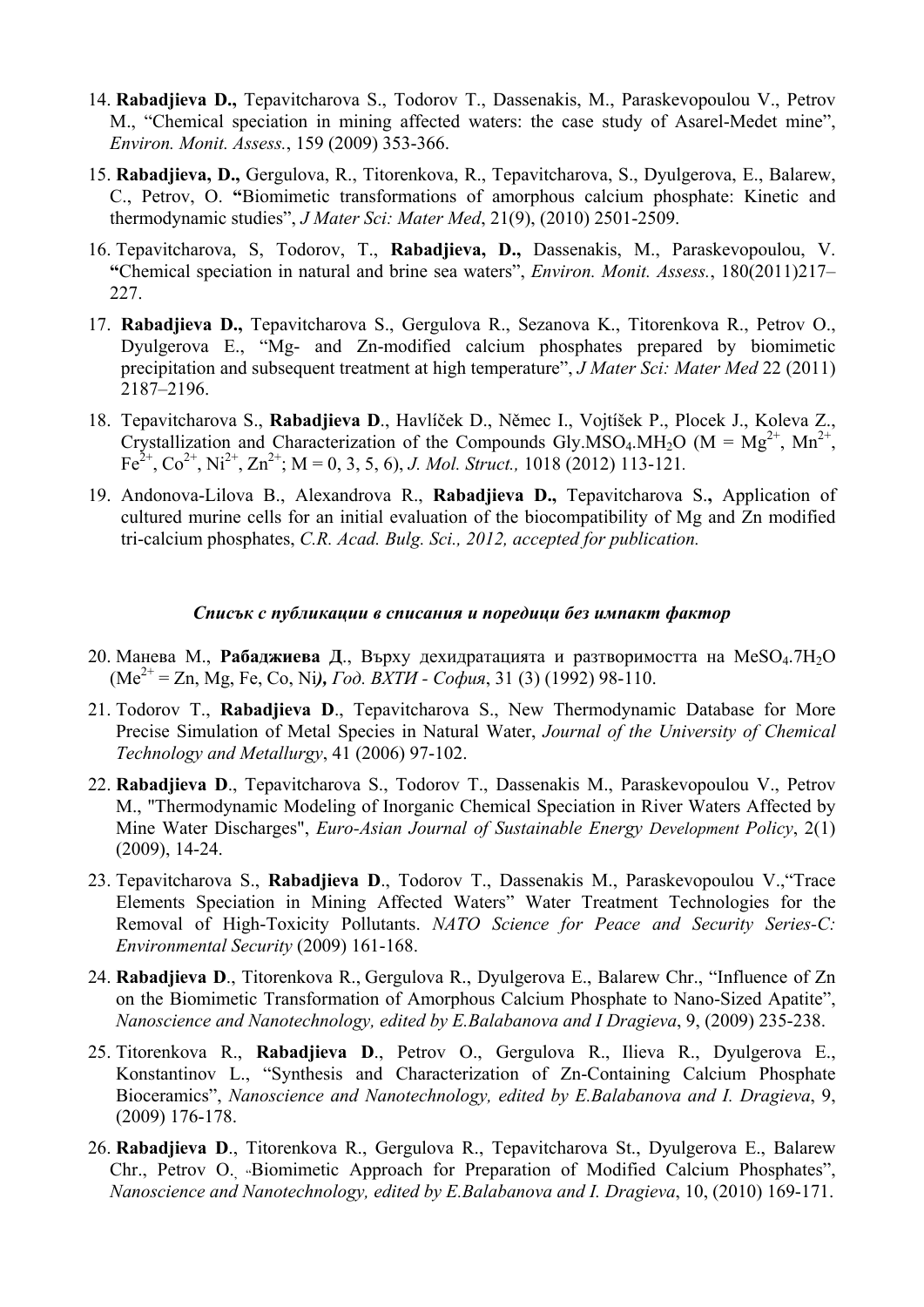14. **Rabadjieva D.,** Tepavitcharova S., Todorov T., Dassenakis, M., Paraskevopoulou V., Petrov M., "Chemical speciation in mining affected waters: the case study of Asarel-Medet mine", *Environ. Monit. Assess.*, 159 (2009) 353-366.

15. **Rabadjieva, D.,** Gergulova, R., Titorenkova, R., Tepavitcharova, S., Dyulgerova, E., Balarew, C., Petrov, O. **"**Biomimetic transformations of amorphous calcium phosphate: Kinetic and thermodynamic studies", *J Mater Sci: Mater Med*, 21(9), (2010) 2501-2509.

16. Tepavitcharova, S, Todorov, T., **Rabadjieva, D.,** Dassenakis, M., Paraskevopoulou, V. **"**Chemical speciation in natural and brine sea waters", *Environ. Monit. Assess.*, 180(2011)217–227.

17. **Rabadjieva D.,** Tepavitcharova S., Gergulova R., Sezanova K., Titorenkova R., Petrov O., Dyulgerova E., "Mg- and Zn-modified calcium phosphates prepared by biomimetic precipitation and subsequent treatment at high temperature", *J Mater Sci: Mater Med* 22 (2011) 2187–2196.

18. Tepavitcharova S., **Rabadjieva D**., Havlíček D., Němec I., Vojtíšek P., Plocek J., Koleva Z., Crystallization and Characterization of the Compounds Gly.$MSO_4$.$MH_2O$ (M = $Mg^{2+}$, $Mn^{2+}$, $Fe^{2+}$, $Co^{2+}$, $Ni^{2+}$, $Zn^{2+}$; M = 0, 3, 5, 6), *J. Mol. Struct.,* 1018 (2012) 113-121.

19. Andonova-Lilova B., Alexandrova R., **Rabadjieva D.,** Tepavitcharova S**.,** Application of cultured murine cells for an initial evaluation of the biocompatibility of Mg and Zn modified tri-calcium phosphates, *C.R. Acad. Bulg. Sci., 2012, accepted for publication.*

***Списък с публикации в списания и поредици без импакт фактор***

20. Манева М., **Рабаджиева Д**., Върху дехидратацията и разтворимостта на $MeSO_4.7H_2O$ ($Me^{2+}$ = Zn, Mg, Fe, Co, Ni***)***, *Год. ВХТИ - София*, 31 (3) (1992) 98-110.

21. Todorov T., **Rabadjieva D**., Tepavitcharova S., New Thermodynamic Database for More Precise Simulation of Metal Species in Natural Water, *Journal of the University of Chemical Technology and Metallurgy*, 41 (2006) 97-102.

22. **Rabadjieva D**., Tepavitcharova S., Todorov T., Dassenakis M., Paraskevopoulou V., Petrov M., "Thermodynamic Modeling of Inorganic Chemical Speciation in River Waters Affected by Mine Water Discharges", *Euro-Asian Journal of Sustainable Energy Development Policy*, 2(1) (2009), 14-24.

23. Tepavitcharova S., **Rabadjieva D**., Todorov T., Dassenakis M., Paraskevopoulou V.,"Trace Elements Speciation in Mining Affected Waters" Water Treatment Technologies for the Removal of High-Toxicity Pollutants. *NATO Science for Peace and Security Series-C: Environmental Security* (2009) 161-168.

24. **Rabadjieva D**., Titorenkova R., Gergulova R., Dyulgerova E., Balarew Chr., "Influence of Zn on the Biomimetic Transformation of Amorphous Calcium Phosphate to Nano-Sized Apatite", *Nanoscience and Nanotechnology, edited by E.Balabanova and I Dragieva*, 9, (2009) 235-238.

25. Titorenkova R., **Rabadjieva D**., Petrov O., Gergulova R., Ilieva R., Dyulgerova E., Konstantinov L., "Synthesis and Characterization of Zn-Containing Calcium Phosphate Bioceramics", *Nanoscience and Nanotechnology, edited by E.Balabanova and I. Dragieva*, 9, (2009) 176-178.

26. **Rabadjieva D**., Titorenkova R., Gergulova R., Tepavitcharova St., Dyulgerova E., Balarew Chr., Petrov O., "Biomimetic Approach for Preparation of Modified Calcium Phosphates", *Nanoscience and Nanotechnology, edited by E.Balabanova and I. Dragieva*, 10, (2010) 169-171.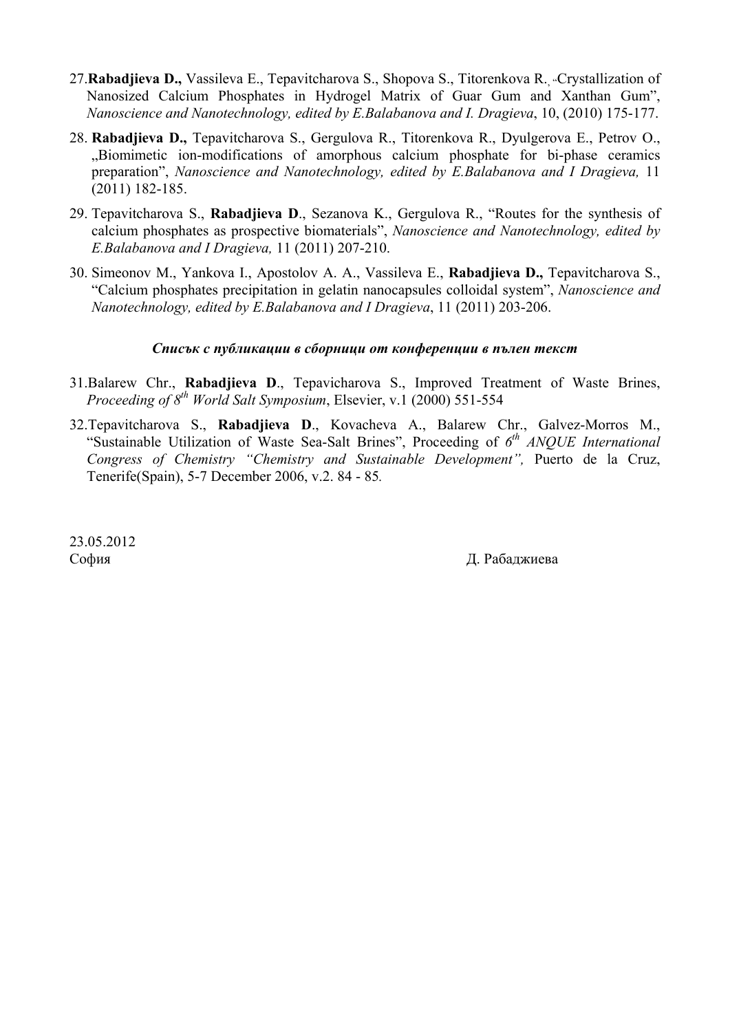27. **Rabadjieva D.,** Vassileva E., Tepavitcharova S., Shopova S., Titorenkova R., "Crystallization of Nanosized Calcium Phosphates in Hydrogel Matrix of Guar Gum and Xanthan Gum", *Nanoscience and Nanotechnology, edited by E.Balabanova and I. Dragieva*, 10, (2010) 175-177.

28. **Rabadjieva D.,** Tepavitcharova S., Gergulova R., Titorenkova R., Dyulgerova E., Petrov O., „Biomimetic ion-modifications of amorphous calcium phosphate for bi-phase ceramics preparation", *Nanoscience and Nanotechnology, edited by E.Balabanova and I Dragieva,* 11 (2011) 182-185.

29. Tepavitcharova S., **Rabadjieva D**., Sezanova K., Gergulova R., "Routes for the synthesis of calcium phosphates as prospective biomaterials", *Nanoscience and Nanotechnology, edited by E.Balabanova and I Dragieva,* 11 (2011) 207-210.

30. Simeonov M., Yankova I., Apostolov A. A., Vassileva E., **Rabadjieva D.,** Tepavitcharova S., "Calcium phosphates precipitation in gelatin nanocapsules colloidal system", *Nanoscience and Nanotechnology, edited by E.Balabanova and I Dragieva*, 11 (2011) 203-206.

***Списък с публикации в сборници от конференции в пълен текст***

31. Balarew Chr., **Rabadjieva D**., Tepavicharova S., Improved Treatment of Waste Brines, *Proceeding of 8th World Salt Symposium*, Elsevier, v.1 (2000) 551-554

32. Tepavitcharova S., **Rabadjieva D**., Kovacheva A., Balarew Chr., Galvez-Morros M., "Sustainable Utilization of Waste Sea-Salt Brines", Proceeding of *6th ANQUE International Congress of Chemistry "Chemistry and Sustainable Development",* Puerto de la Cruz, Tenerife(Spain), 5-7 December 2006, v.2. 84 - 85.

23.05.2012
София

Д. Рабаджиева